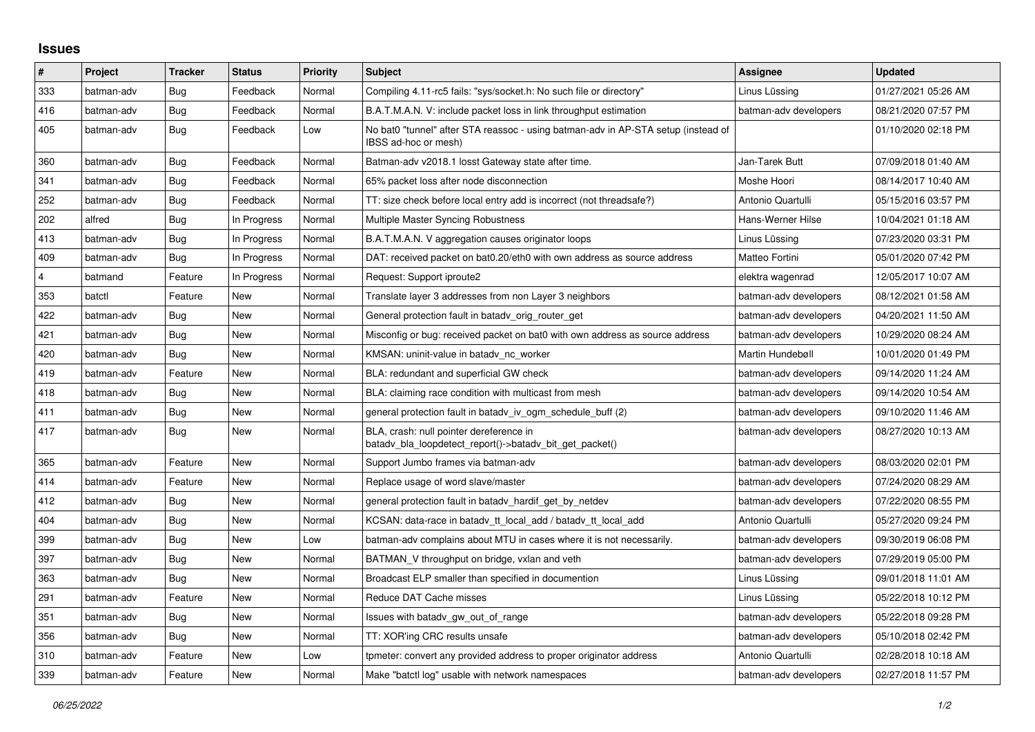## Issues

| # | Project | Tracker | Status | Priority | Subject | Assignee | Updated |
|---|---|---|---|---|---|---|---|
| 333 | batman-adv | Bug | Feedback | Normal | Compiling 4.11-rc5 fails: "sys/socket.h: No such file or directory" | Linus Lüssing | 01/27/2021 05:26 AM |
| 416 | batman-adv | Bug | Feedback | Normal | B.A.T.M.A.N. V: include packet loss in link throughput estimation | batman-adv developers | 08/21/2020 07:57 PM |
| 405 | batman-adv | Bug | Feedback | Low | No bat0 "tunnel" after STA reassoc - using batman-adv in AP-STA setup (instead of IBSS ad-hoc or mesh) | | 01/10/2020 02:18 PM |
| 360 | batman-adv | Bug | Feedback | Normal | Batman-adv v2018.1 losst Gateway state after time. | Jan-Tarek Butt | 07/09/2018 01:40 AM |
| 341 | batman-adv | Bug | Feedback | Normal | 65% packet loss after node disconnection | Moshe Hoori | 08/14/2017 10:40 AM |
| 252 | batman-adv | Bug | Feedback | Normal | TT: size check before local entry add is incorrect (not threadsafe?) | Antonio Quartulli | 05/15/2016 03:57 PM |
| 202 | alfred | Bug | In Progress | Normal | Multiple Master Syncing Robustness | Hans-Werner Hilse | 10/04/2021 01:18 AM |
| 413 | batman-adv | Bug | In Progress | Normal | B.A.T.M.A.N. V aggregation causes originator loops | Linus Lüssing | 07/23/2020 03:31 PM |
| 409 | batman-adv | Bug | In Progress | Normal | DAT: received packet on bat0.20/eth0 with own address as source address | Matteo Fortini | 05/01/2020 07:42 PM |
| 4 | batmand | Feature | In Progress | Normal | Request: Support iproute2 | elektra wagenrad | 12/05/2017 10:07 AM |
| 353 | batctl | Feature | New | Normal | Translate layer 3 addresses from non Layer 3 neighbors | batman-adv developers | 08/12/2021 01:58 AM |
| 422 | batman-adv | Bug | New | Normal | General protection fault in batadv_orig_router_get | batman-adv developers | 04/20/2021 11:50 AM |
| 421 | batman-adv | Bug | New | Normal | Misconfig or bug: received packet on bat0 with own address as source address | batman-adv developers | 10/29/2020 08:24 AM |
| 420 | batman-adv | Bug | New | Normal | KMSAN: uninit-value in batadv_nc_worker | Martin Hundebøll | 10/01/2020 01:49 PM |
| 419 | batman-adv | Feature | New | Normal | BLA: redundant and superficial GW check | batman-adv developers | 09/14/2020 11:24 AM |
| 418 | batman-adv | Bug | New | Normal | BLA: claiming race condition with multicast from mesh | batman-adv developers | 09/14/2020 10:54 AM |
| 411 | batman-adv | Bug | New | Normal | general protection fault in batadv_iv_ogm_schedule_buff (2) | batman-adv developers | 09/10/2020 11:46 AM |
| 417 | batman-adv | Bug | New | Normal | BLA, crash: null pointer dereference in batadv_bla_loopdetect_report()->batadv_bit_get_packet() | batman-adv developers | 08/27/2020 10:13 AM |
| 365 | batman-adv | Feature | New | Normal | Support Jumbo frames via batman-adv | batman-adv developers | 08/03/2020 02:01 PM |
| 414 | batman-adv | Feature | New | Normal | Replace usage of word slave/master | batman-adv developers | 07/24/2020 08:29 AM |
| 412 | batman-adv | Bug | New | Normal | general protection fault in batadv_hardif_get_by_netdev | batman-adv developers | 07/22/2020 08:55 PM |
| 404 | batman-adv | Bug | New | Normal | KCSAN: data-race in batadv_tt_local_add / batadv_tt_local_add | Antonio Quartulli | 05/27/2020 09:24 PM |
| 399 | batman-adv | Bug | New | Low | batman-adv complains about MTU in cases where it is not necessarily. | batman-adv developers | 09/30/2019 06:08 PM |
| 397 | batman-adv | Bug | New | Normal | BATMAN_V throughput on bridge, vxlan and veth | batman-adv developers | 07/29/2019 05:00 PM |
| 363 | batman-adv | Bug | New | Normal | Broadcast ELP smaller than specified in documention | Linus Lüssing | 09/01/2018 11:01 AM |
| 291 | batman-adv | Feature | New | Normal | Reduce DAT Cache misses | Linus Lüssing | 05/22/2018 10:12 PM |
| 351 | batman-adv | Bug | New | Normal | Issues with batadv_gw_out_of_range | batman-adv developers | 05/22/2018 09:28 PM |
| 356 | batman-adv | Bug | New | Normal | TT: XOR'ing CRC results unsafe | batman-adv developers | 05/10/2018 02:42 PM |
| 310 | batman-adv | Feature | New | Low | tpmeter: convert any provided address to proper originator address | Antonio Quartulli | 02/28/2018 10:18 AM |
| 339 | batman-adv | Feature | New | Normal | Make "batctl log" usable with network namespaces | batman-adv developers | 02/27/2018 11:57 PM |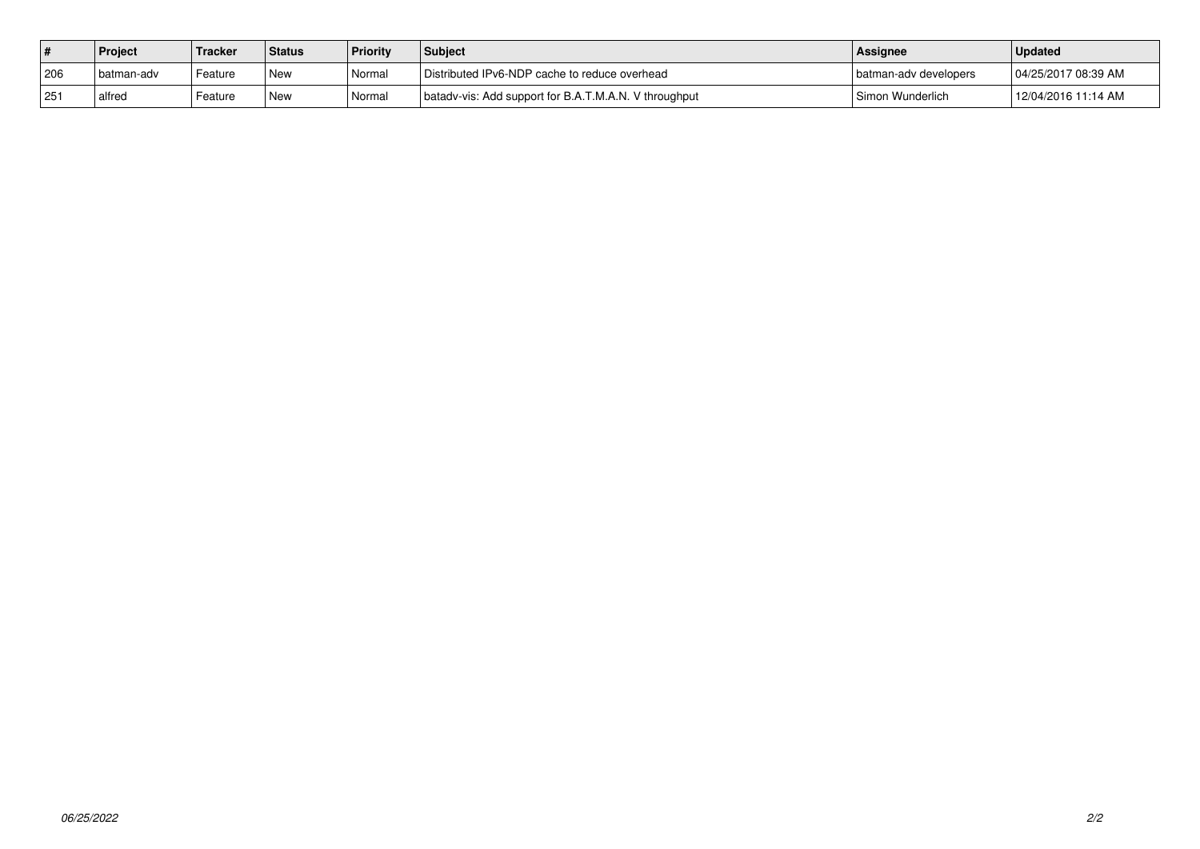| # | Project | Tracker | Status | Priority | Subject | Assignee | Updated |
|---|---|---|---|---|---|---|---|
| 206 | batman-adv | Feature | New | Normal | Distributed IPv6-NDP cache to reduce overhead | batman-adv developers | 04/25/2017 08:39 AM |
| 251 | alfred | Feature | New | Normal | batadv-vis: Add support for B.A.T.M.A.N. V throughput | Simon Wunderlich | 12/04/2016 11:14 AM |